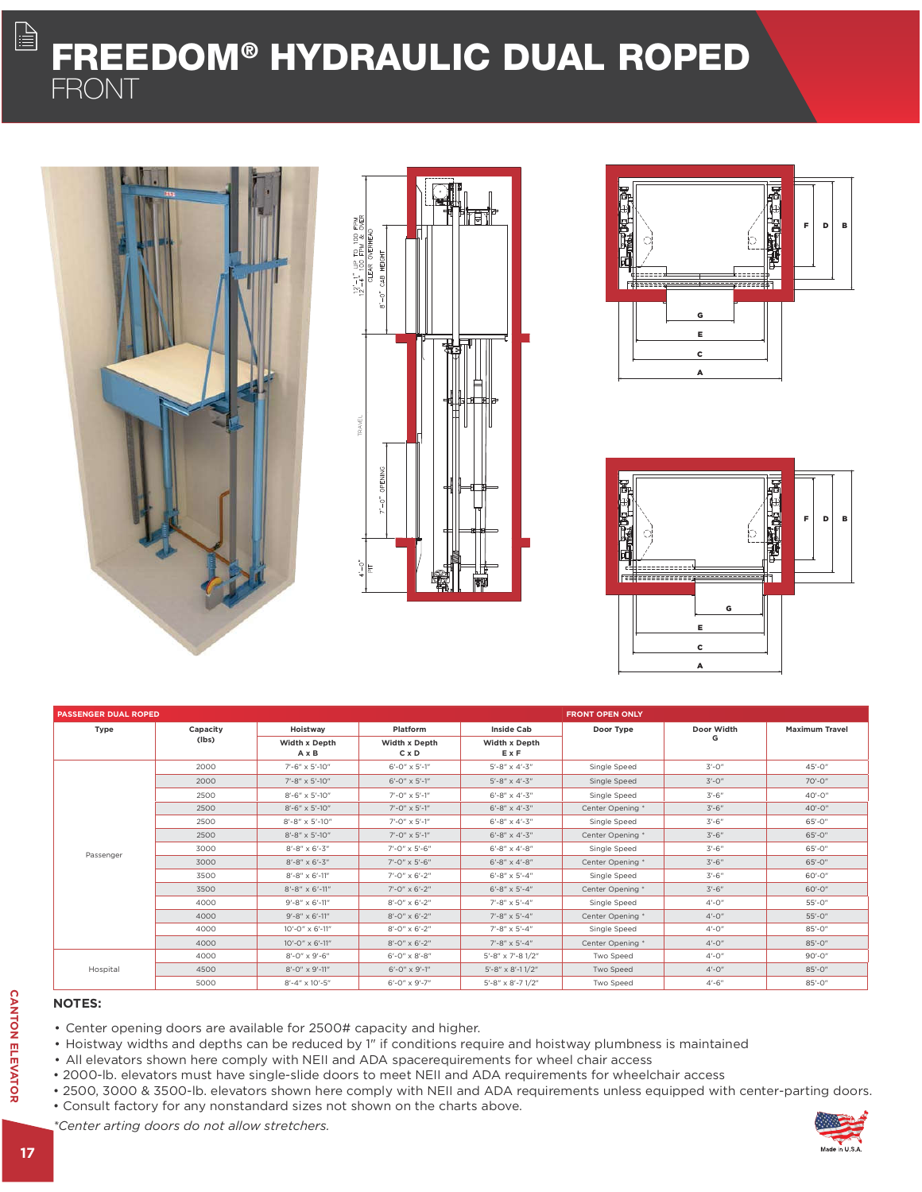# FREEDOM® HYDRAULIC DUAL ROPED

## FRONT

| PASSENGER DUAL ROPED | | | | | FRONT OPEN ONLY | | |
|---|---|---|---|---|---|---|---|
| Type | Capacity (lbs) | Hoistway | Platform | Inside Cab | Door Type | Door Width G | Maximum Travel |
| | | Width x Depth A x B | Width x Depth C x D | Width x Depth E x F | | | |
| Passenger | 2000 | 7'-6" x 5'-10" | 6'-0" x 5'-1" | 5'-8" x 4'-3" | Single Speed | 3'-0" | 45'-0" |
| | 2000 | 7'-8" x 5'-10" | 6'-0" x 5'-1" | 5'-8" x 4'-3" | Single Speed | 3'-0" | 70'-0" |
| | 2500 | 8'-6" x 5'-10" | 7'-0" x 5'-1" | 6'-8" x 4'-3" | Single Speed | 3'-6" | 40'-0" |
| | 2500 | 8'-6" x 5'-10" | 7'-0" x 5'-1" | 6'-8" x 4'-3" | Center Opening * | 3'-6" | 40'-0" |
| | 2500 | 8'-8" x 5'-10" | 7'-0" x 5'-1" | 6'-8" x 4'-3" | Single Speed | 3'-6" | 65'-0" |
| | 2500 | 8'-8" x 5'-10" | 7'-0" x 5'-1" | 6'-8" x 4'-3" | Center Opening * | 3'-6" | 65'-0" |
| | 3000 | 8'-8" x 6'-3" | 7'-0" x 5'-6" | 6'-8" x 4'-8" | Single Speed | 3'-6" | 65'-0" |
| | 3000 | 8'-8" x 6'-3" | 7'-0" x 5'-6" | 6'-8" x 4'-8" | Center Opening * | 3'-6" | 65'-0" |
| | 3500 | 8'-8" x 6'-11" | 7'-0" x 6'-2" | 6'-8" x 5'-4" | Single Speed | 3'-6" | 60'-0" |
| | 3500 | 8'-8" x 6'-11" | 7'-0" x 6'-2" | 6'-8" x 5'-4" | Center Opening * | 3'-6" | 60'-0" |
| | 4000 | 9'-8" x 6'-11" | 8'-0" x 6'-2" | 7'-8" x 5'-4" | Single Speed | 4'-0" | 55'-0" |
| | 4000 | 9'-8" x 6'-11" | 8'-0" x 6'-2" | 7'-8" x 5'-4" | Center Opening * | 4'-0" | 55'-0" |
| | 4000 | 10'-0" x 6'-11" | 8'-0" x 6'-2" | 7'-8" x 5'-4" | Single Speed | 4'-0" | 85'-0" |
| | 4000 | 10'-0" x 6'-11" | 8'-0" x 6'-2" | 7'-8" x 5'-4" | Center Opening * | 4'-0" | 85'-0" |
| Hospital | 4000 | 8'-0" x 9'-6" | 6'-0" x 8'-8" | 5'-8" x 7'-8 1/2" | Two Speed | 4'-0" | 90'-0" |
| | 4500 | 8'-0" x 9'-11" | 6'-0" x 9'-1" | 5'-8" x 8'-1 1/2" | Two Speed | 4'-0" | 85'-0" |
| | 5000 | 8'-4" x 10'-5" | 6'-0" x 9'-7" | 5'-8" x 8'-7 1/2" | Two Speed | 4'-6" | 85'-0" |

**NOTES:**

- Center opening doors are available for 2500# capacity and higher.
- Hoistway widths and depths can be reduced by 1" if conditions require and hoistway plumbness is maintained
- All elevators shown here comply with NEII and ADA spacerequirements for wheel chair access
- 2000-lb. elevators must have single-slide doors to meet NEII and ADA requirements for wheelchair access
- 2500, 3000 & 3500-lb. elevators shown here comply with NEII and ADA requirements unless equipped with center-parting doors.
- Consult factory for any nonstandard sizes not shown on the charts above.

*\*Center arting doors do not allow stretchers.*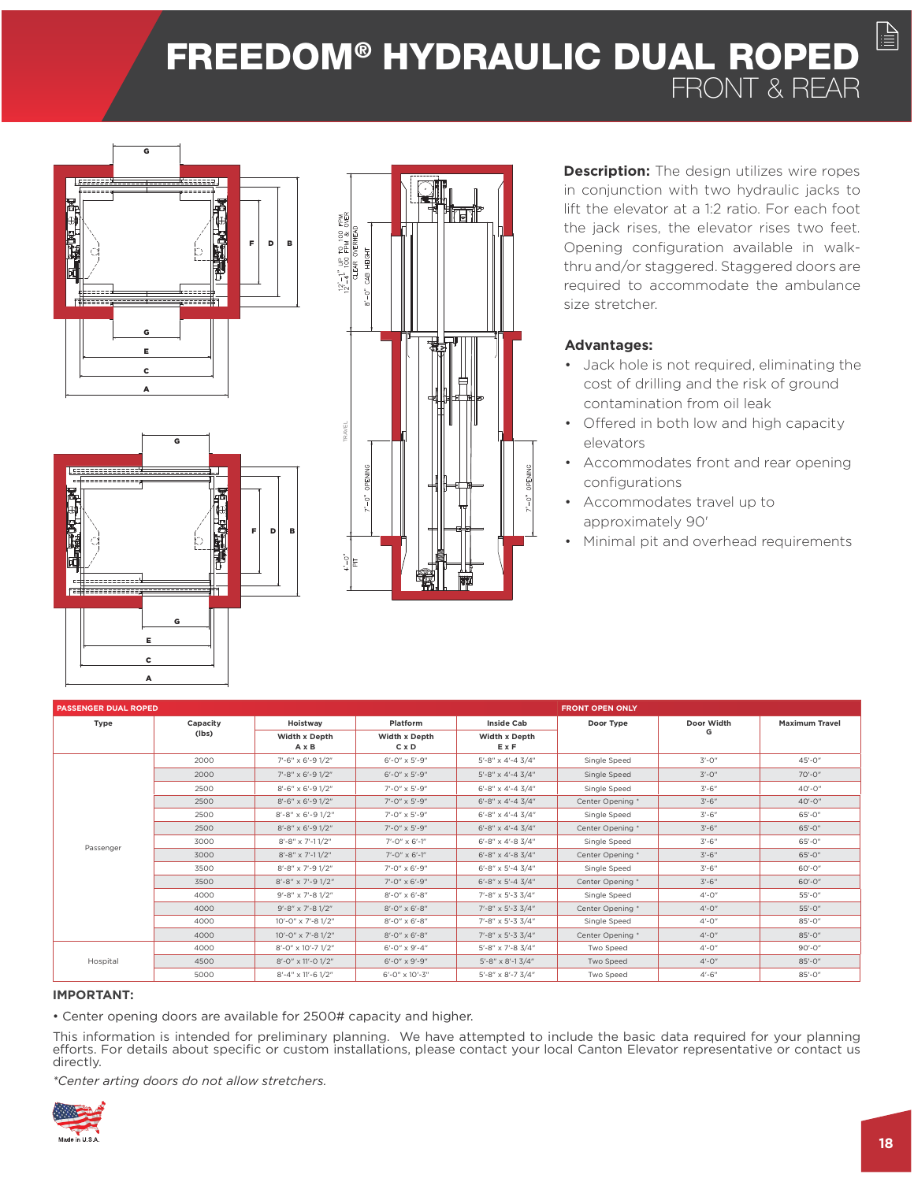# FREEDOM® HYDRAULIC DUAL ROPED
## FRONT & REAR

**Description:** The design utilizes wire ropes in conjunction with two hydraulic jacks to lift the elevator at a 1:2 ratio. For each foot the jack rises, the elevator rises two feet. Opening configuration available in walk-thru and/or staggered. Staggered doors are required to accommodate the ambulance size stretcher.

**Advantages:**

- Jack hole is not required, eliminating the cost of drilling and the risk of ground contamination from oil leak
- Offered in both low and high capacity elevators
- Accommodates front and rear opening configurations
- Accommodates travel up to approximately 90'
- Minimal pit and overhead requirements

| PASSENGER DUAL ROPED | | | | | FRONT OPEN ONLY | | |
|---|---|---|---|---|---|---|---|
| Type | Capacity (lbs) | Hoistway Width x Depth A x B | Platform Width x Depth C x D | Inside Cab Width x Depth E x F | Door Type | Door Width G | Maximum Travel |
| Passenger | 2000 | 7'-6" x 6'-9 1/2" | 6'-0" x 5'-9" | 5'-8" x 4'-4 3/4" | Single Speed | 3'-0" | 45'-0" |
| | 2000 | 7'-8" x 6'-9 1/2" | 6'-0" x 5'-9" | 5'-8" x 4'-4 3/4" | Single Speed | 3'-0" | 70'-0" |
| | 2500 | 8'-6" x 6'-9 1/2" | 7'-0" x 5'-9" | 6'-8" x 4'-4 3/4" | Single Speed | 3'-6" | 40'-0" |
| | 2500 | 8'-6" x 6'-9 1/2" | 7'-0" x 5'-9" | 6'-8" x 4'-4 3/4" | Center Opening * | 3'-6" | 40'-0" |
| | 2500 | 8'-8" x 6'-9 1/2" | 7'-0" x 5'-9" | 6'-8" x 4'-4 3/4" | Single Speed | 3'-6" | 65'-0" |
| | 2500 | 8'-8" x 6'-9 1/2" | 7'-0" x 5'-9" | 6'-8" x 4'-4 3/4" | Center Opening * | 3'-6" | 65'-0" |
| | 3000 | 8'-8" x 7'-1 1/2" | 7'-0" x 6'-1" | 6'-8" x 4'-8 3/4" | Single Speed | 3'-6" | 65'-0" |
| | 3000 | 8'-8" x 7'-1 1/2" | 7'-0" x 6'-1" | 6'-8" x 4'-8 3/4" | Center Opening * | 3'-6" | 65'-0" |
| | 3500 | 8'-8" x 7'-9 1/2" | 7'-0" x 6'-9" | 6'-8" x 5'-4 3/4" | Single Speed | 3'-6" | 60'-0" |
| | 3500 | 8'-8" x 7'-9 1/2" | 7'-0" x 6'-9" | 6'-8" x 5'-4 3/4" | Center Opening * | 3'-6" | 60'-0" |
| | 4000 | 9'-8" x 7'-8 1/2" | 8'-0" x 6'-8" | 7'-8" x 5'-3 3/4" | Single Speed | 4'-0" | 55'-0" |
| | 4000 | 9'-8" x 7'-8 1/2" | 8'-0" x 6'-8" | 7'-8" x 5'-3 3/4" | Center Opening * | 4'-0" | 55'-0" |
| | 4000 | 10'-0" x 7'-8 1/2" | 8'-0" x 6'-8" | 7'-8" x 5'-3 3/4" | Single Speed | 4'-0" | 85'-0" |
| | 4000 | 10'-0" x 7'-8 1/2" | 8'-0" x 6'-8" | 7'-8" x 5'-3 3/4" | Center Opening * | 4'-0" | 85'-0" |
| Hospital | 4000 | 8'-0" x 10'-7 1/2" | 6'-0" x 9'-4" | 5'-8" x 7'-8 3/4" | Two Speed | 4'-0" | 90'-0" |
| | 4500 | 8'-0" x 11'-0 1/2" | 6'-0" x 9'-9" | 5'-8" x 8'-1 3/4" | Two Speed | 4'-0" | 85'-0" |
| | 5000 | 8'-4" x 11'-6 1/2" | 6'-0" x 10'-3" | 5'-8" x 8'-7 3/4" | Two Speed | 4'-6" | 85'-0" |

**IMPORTANT:**

• Center opening doors are available for 2500# capacity and higher.

This information is intended for preliminary planning. We have attempted to include the basic data required for your planning efforts. For details about specific or custom installations, please contact your local Canton Elevator representative or contact us directly.

*\*Center arting doors do not allow stretchers.*

Made in U.S.A.